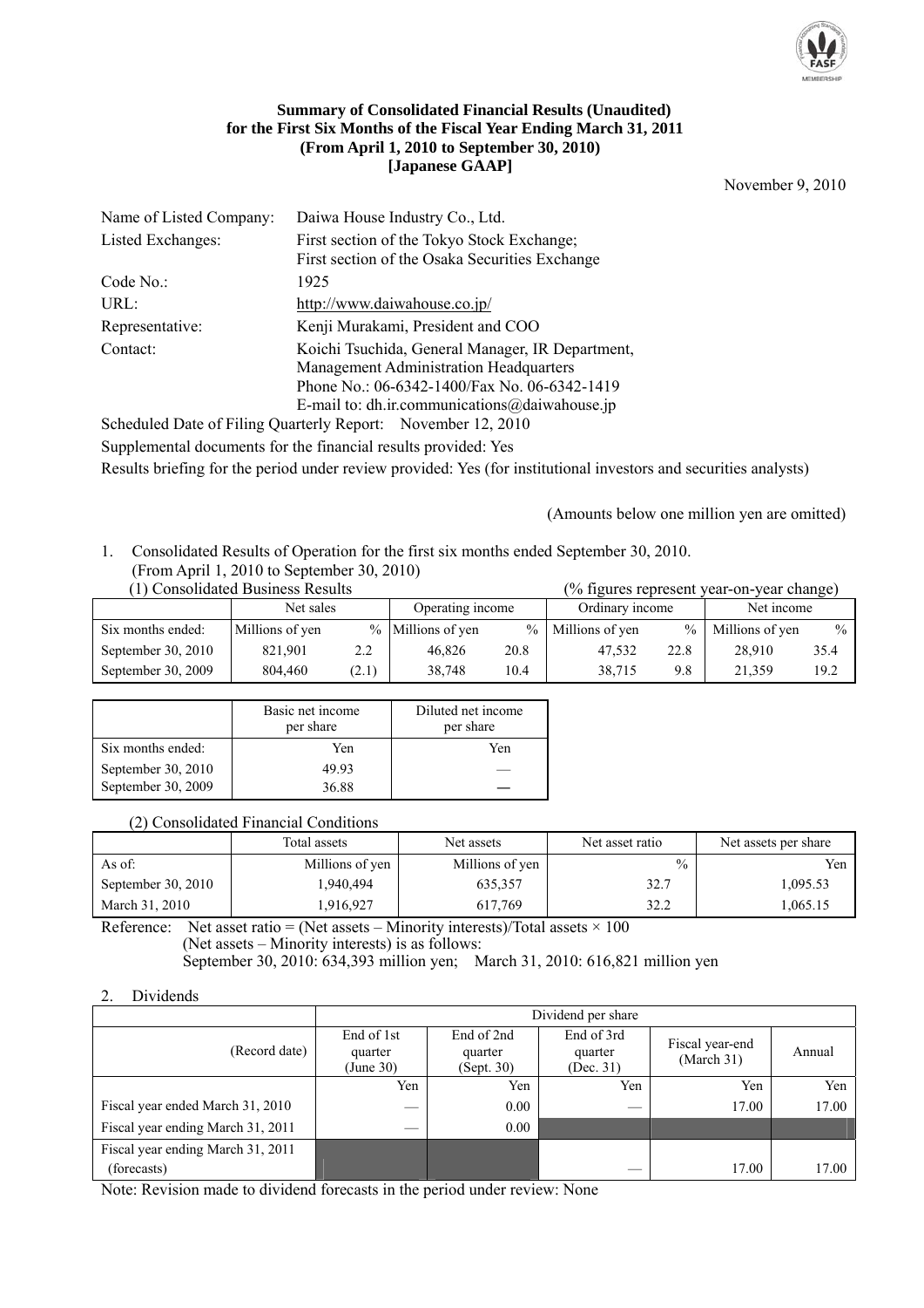**Summary of Consolidated Financial Results (Unaudited)**
**for the First Six Months of the Fiscal Year Ending March 31, 2011**
**(From April 1, 2010 to September 30, 2010)**
**[Japanese GAAP]**

November 9, 2010

| | |
|---|---|
| Name of Listed Company: | Daiwa House Industry Co., Ltd. |
| Listed Exchanges: | First section of the Tokyo Stock Exchange; First section of the Osaka Securities Exchange |
| Code No.: | 1925 |
| URL: | http://www.daiwahouse.co.jp/ |
| Representative: | Kenji Murakami, President and COO |
| Contact: | Koichi Tsuchida, General Manager, IR Department, Management Administration Headquarters<br>Phone No.: 06-6342-1400/Fax No. 06-6342-1419<br>E-mail to: dh.ir.communications@daiwahouse.jp |

Scheduled Date of Filing Quarterly Report: November 12, 2010

Supplemental documents for the financial results provided: Yes

Results briefing for the period under review provided: Yes (for institutional investors and securities analysts)

(Amounts below one million yen are omitted)

1. Consolidated Results of Operation for the first six months ended September 30, 2010. (From April 1, 2010 to September 30, 2010)

(1) Consolidated Business Results (% figures represent year-on-year change)

| | Net sales | | Operating income | | Ordinary income | | Net income | |
|---|---|---|---|---|---|---|---|---|
| Six months ended: | Millions of yen | % | Millions of yen | % | Millions of yen | % | Millions of yen | % |
| September 30, 2010 | 821,901 | 2.2 | 46,826 | 20.8 | 47,532 | 22.8 | 28,910 | 35.4 |
| September 30, 2009 | 804,460 | (2.1) | 38,748 | 10.4 | 38,715 | 9.8 | 21,359 | 19.2 |

| | Basic net income per share | Diluted net income per share |
|---|---|---|
| Six months ended: | Yen | Yen |
| September 30, 2010 | 49.93 | — |
| September 30, 2009 | 36.88 | — |

(2) Consolidated Financial Conditions

| | Total assets | Net assets | Net asset ratio | Net assets per share |
|---|---|---|---|---|
| As of: | Millions of yen | Millions of yen | % | Yen |
| September 30, 2010 | 1,940,494 | 635,357 | 32.7 | 1,095.53 |
| March 31, 2010 | 1,916,927 | 617,769 | 32.2 | 1,065.15 |

Reference: Net asset ratio = (Net assets – Minority interests)/Total assets × 100
(Net assets – Minority interests) is as follows:
September 30, 2010: 634,393 million yen; March 31, 2010: 616,821 million yen

2. Dividends

| | Dividend per share | | | | |
|---|---|---|---|---|---|
| (Record date) | End of 1st quarter (June 30) | End of 2nd quarter (Sept. 30) | End of 3rd quarter (Dec. 31) | Fiscal year-end (March 31) | Annual |
| | Yen | Yen | Yen | Yen | Yen |
| Fiscal year ended March 31, 2010 | — | 0.00 | — | 17.00 | 17.00 |
| Fiscal year ending March 31, 2011 | — | 0.00 | | | |
| Fiscal year ending March 31, 2011 (forecasts) | | | — | 17.00 | 17.00 |

Note: Revision made to dividend forecasts in the period under review: None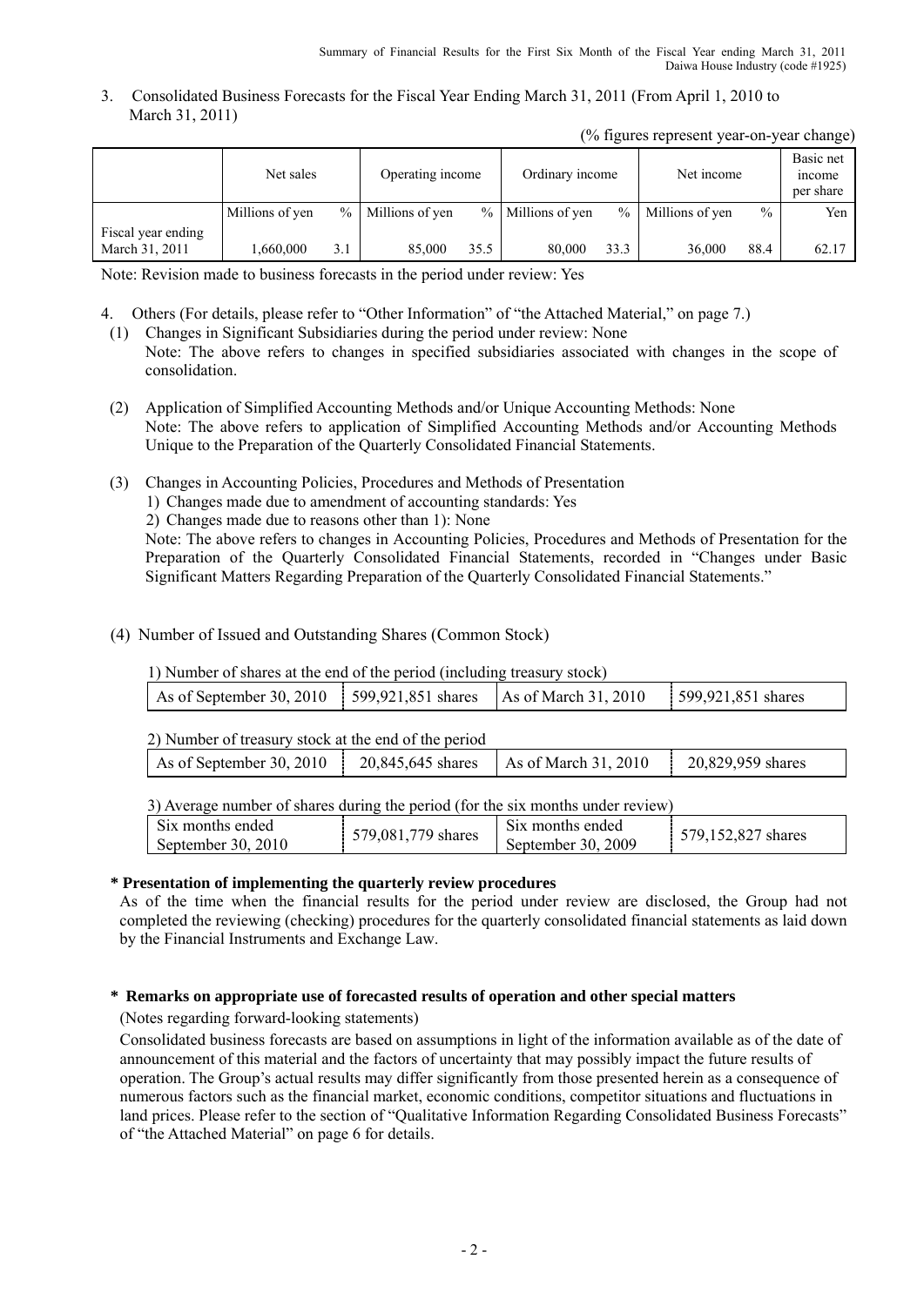3. Consolidated Business Forecasts for the Fiscal Year Ending March 31, 2011 (From April 1, 2010 to March 31, 2011)

(% figures represent year-on-year change)

| | Net sales | | Operating income | | Ordinary income | | Net income | | Basic net income per share |
|---|---|---|---|---|---|---|---|---|---|
| | Millions of yen | % | Millions of yen | % | Millions of yen | % | Millions of yen | % | Yen |
| Fiscal year ending March 31, 2011 | 1,660,000 | 3.1 | 85,000 | 35.5 | 80,000 | 33.3 | 36,000 | 88.4 | 62.17 |

Note: Revision made to business forecasts in the period under review: Yes

4. Others (For details, please refer to "Other Information" of "the Attached Material," on page 7.)

(1) Changes in Significant Subsidiaries during the period under review: None
Note: The above refers to changes in specified subsidiaries associated with changes in the scope of consolidation.

(2) Application of Simplified Accounting Methods and/or Unique Accounting Methods: None
Note: The above refers to application of Simplified Accounting Methods and/or Accounting Methods Unique to the Preparation of the Quarterly Consolidated Financial Statements.

(3) Changes in Accounting Policies, Procedures and Methods of Presentation
1) Changes made due to amendment of accounting standards: Yes
2) Changes made due to reasons other than 1): None
Note: The above refers to changes in Accounting Policies, Procedures and Methods of Presentation for the Preparation of the Quarterly Consolidated Financial Statements, recorded in "Changes under Basic Significant Matters Regarding Preparation of the Quarterly Consolidated Financial Statements."

(4) Number of Issued and Outstanding Shares (Common Stock)

1) Number of shares at the end of the period (including treasury stock)

| As of September 30, 2010 | 599,921,851 shares | As of March 31, 2010 | 599,921,851 shares |
|---|---|---|---|

2) Number of treasury stock at the end of the period

| As of September 30, 2010 | 20,845,645 shares | As of March 31, 2010 | 20,829,959 shares |
|---|---|---|---|

3) Average number of shares during the period (for the six months under review)

| Six months ended September 30, 2010 | 579,081,779 shares | Six months ended September 30, 2009 | 579,152,827 shares |
|---|---|---|---|

**\* Presentation of implementing the quarterly review procedures**

As of the time when the financial results for the period under review are disclosed, the Group had not completed the reviewing (checking) procedures for the quarterly consolidated financial statements as laid down by the Financial Instruments and Exchange Law.

**\* Remarks on appropriate use of forecasted results of operation and other special matters**

(Notes regarding forward-looking statements)

Consolidated business forecasts are based on assumptions in light of the information available as of the date of announcement of this material and the factors of uncertainty that may possibly impact the future results of operation. The Group's actual results may differ significantly from those presented herein as a consequence of numerous factors such as the financial market, economic conditions, competitor situations and fluctuations in land prices. Please refer to the section of "Qualitative Information Regarding Consolidated Business Forecasts" of "the Attached Material" on page 6 for details.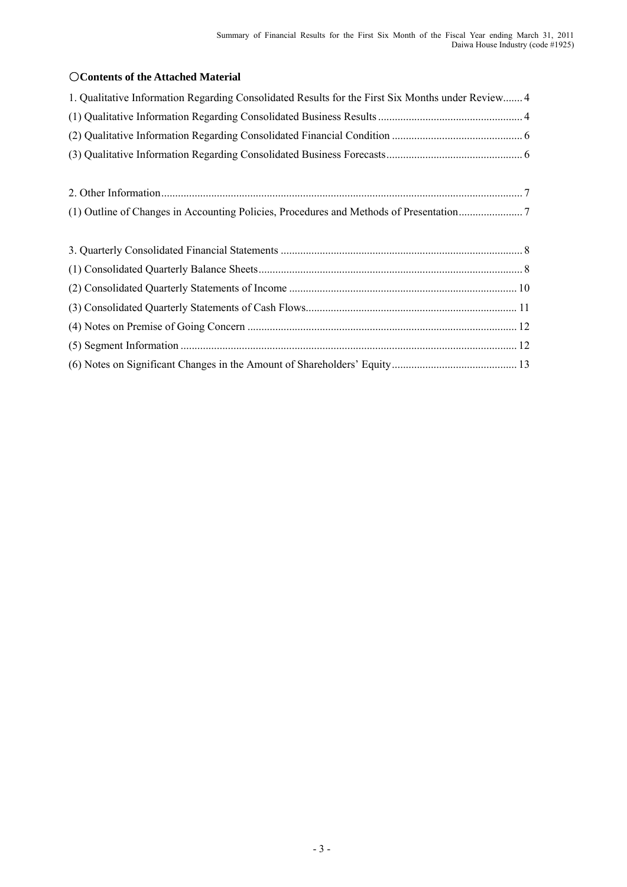## ○Contents of the Attached Material

1. Qualitative Information Regarding Consolidated Results for the First Six Months under Review....... 4

(1) Qualitative Information Regarding Consolidated Business Results .................................................... 4

(2) Qualitative Information Regarding Consolidated Financial Condition ............................................... 6

(3) Qualitative Information Regarding Consolidated Business Forecasts................................................. 6

2. Other Information................................................................................................................................. 7

(1) Outline of Changes in Accounting Policies, Procedures and Methods of Presentation....................... 7

3. Quarterly Consolidated Financial Statements ...................................................................................... 8

(1) Consolidated Quarterly Balance Sheets.............................................................................................. 8

(2) Consolidated Quarterly Statements of Income ................................................................................. 10

(3) Consolidated Quarterly Statements of Cash Flows........................................................................... 11

(4) Notes on Premise of Going Concern ................................................................................................ 12

(5) Segment Information ........................................................................................................................ 12

(6) Notes on Significant Changes in the Amount of Shareholders' Equity............................................ 13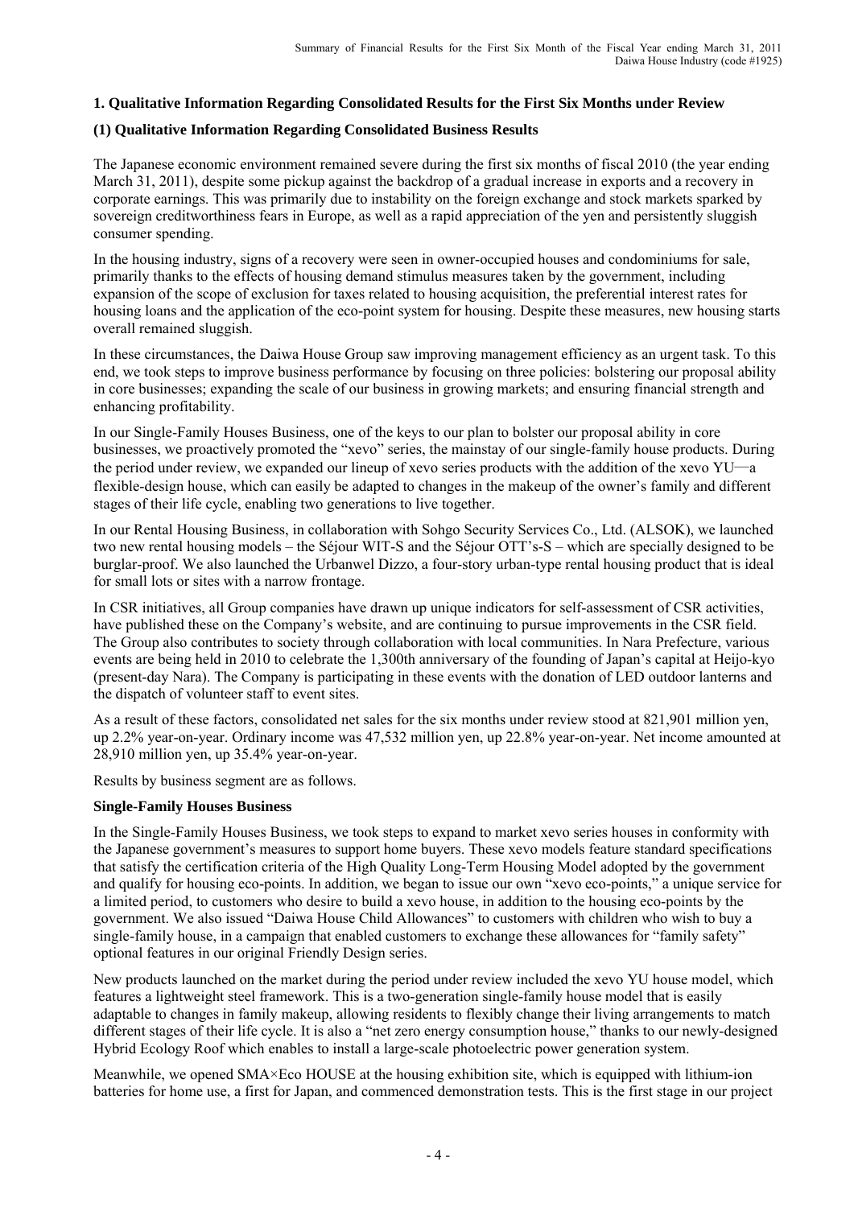## 1. Qualitative Information Regarding Consolidated Results for the First Six Months under Review

### (1) Qualitative Information Regarding Consolidated Business Results

The Japanese economic environment remained severe during the first six months of fiscal 2010 (the year ending March 31, 2011), despite some pickup against the backdrop of a gradual increase in exports and a recovery in corporate earnings. This was primarily due to instability on the foreign exchange and stock markets sparked by sovereign creditworthiness fears in Europe, as well as a rapid appreciation of the yen and persistently sluggish consumer spending.

In the housing industry, signs of a recovery were seen in owner-occupied houses and condominiums for sale, primarily thanks to the effects of housing demand stimulus measures taken by the government, including expansion of the scope of exclusion for taxes related to housing acquisition, the preferential interest rates for housing loans and the application of the eco-point system for housing. Despite these measures, new housing starts overall remained sluggish.

In these circumstances, the Daiwa House Group saw improving management efficiency as an urgent task. To this end, we took steps to improve business performance by focusing on three policies: bolstering our proposal ability in core businesses; expanding the scale of our business in growing markets; and ensuring financial strength and enhancing profitability.

In our Single-Family Houses Business, one of the keys to our plan to bolster our proposal ability in core businesses, we proactively promoted the "xevo" series, the mainstay of our single-family house products. During the period under review, we expanded our lineup of xevo series products with the addition of the xevo YU—a flexible-design house, which can easily be adapted to changes in the makeup of the owner's family and different stages of their life cycle, enabling two generations to live together.

In our Rental Housing Business, in collaboration with Sohgo Security Services Co., Ltd. (ALSOK), we launched two new rental housing models – the Séjour WIT-S and the Séjour OTT's-S – which are specially designed to be burglar-proof. We also launched the Urbanwel Dizzo, a four-story urban-type rental housing product that is ideal for small lots or sites with a narrow frontage.

In CSR initiatives, all Group companies have drawn up unique indicators for self-assessment of CSR activities, have published these on the Company's website, and are continuing to pursue improvements in the CSR field. The Group also contributes to society through collaboration with local communities. In Nara Prefecture, various events are being held in 2010 to celebrate the 1,300th anniversary of the founding of Japan's capital at Heijo-kyo (present-day Nara). The Company is participating in these events with the donation of LED outdoor lanterns and the dispatch of volunteer staff to event sites.

As a result of these factors, consolidated net sales for the six months under review stood at 821,901 million yen, up 2.2% year-on-year. Ordinary income was 47,532 million yen, up 22.8% year-on-year. Net income amounted at 28,910 million yen, up 35.4% year-on-year.

Results by business segment are as follows.

**Single-Family Houses Business**

In the Single-Family Houses Business, we took steps to expand to market xevo series houses in conformity with the Japanese government's measures to support home buyers. These xevo models feature standard specifications that satisfy the certification criteria of the High Quality Long-Term Housing Model adopted by the government and qualify for housing eco-points. In addition, we began to issue our own "xevo eco-points," a unique service for a limited period, to customers who desire to build a xevo house, in addition to the housing eco-points by the government. We also issued "Daiwa House Child Allowances" to customers with children who wish to buy a single-family house, in a campaign that enabled customers to exchange these allowances for "family safety" optional features in our original Friendly Design series.

New products launched on the market during the period under review included the xevo YU house model, which features a lightweight steel framework. This is a two-generation single-family house model that is easily adaptable to changes in family makeup, allowing residents to flexibly change their living arrangements to match different stages of their life cycle. It is also a "net zero energy consumption house," thanks to our newly-designed Hybrid Ecology Roof which enables to install a large-scale photoelectric power generation system.

Meanwhile, we opened SMA×Eco HOUSE at the housing exhibition site, which is equipped with lithium-ion batteries for home use, a first for Japan, and commenced demonstration tests. This is the first stage in our project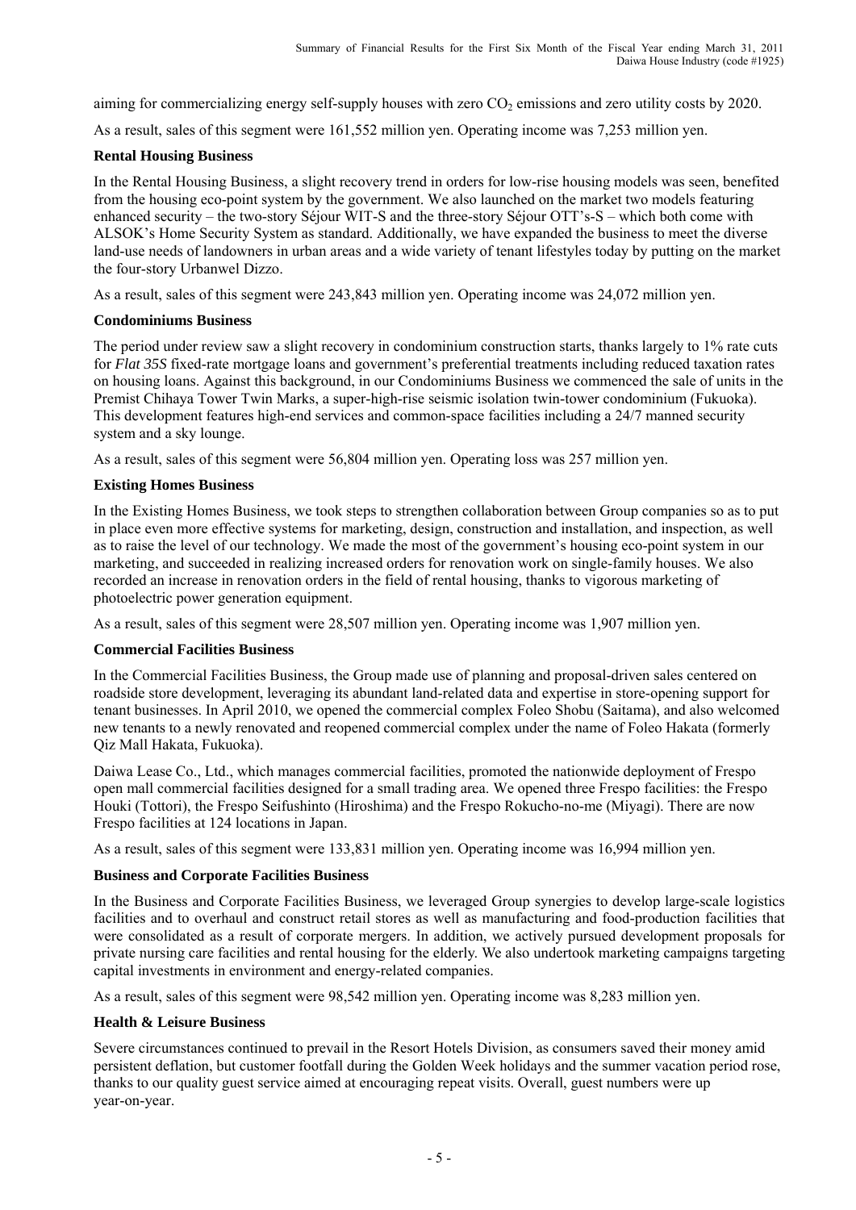aiming for commercializing energy self-supply houses with zero $CO_2$ emissions and zero utility costs by 2020.

As a result, sales of this segment were 161,552 million yen. Operating income was 7,253 million yen.

**Rental Housing Business**

In the Rental Housing Business, a slight recovery trend in orders for low-rise housing models was seen, benefited from the housing eco-point system by the government. We also launched on the market two models featuring enhanced security – the two-story Séjour WIT-S and the three-story Séjour OTT's-S – which both come with ALSOK's Home Security System as standard. Additionally, we have expanded the business to meet the diverse land-use needs of landowners in urban areas and a wide variety of tenant lifestyles today by putting on the market the four-story Urbanwel Dizzo.

As a result, sales of this segment were 243,843 million yen. Operating income was 24,072 million yen.

**Condominiums Business**

The period under review saw a slight recovery in condominium construction starts, thanks largely to 1% rate cuts for *Flat 35S* fixed-rate mortgage loans and government's preferential treatments including reduced taxation rates on housing loans. Against this background, in our Condominiums Business we commenced the sale of units in the Premist Chihaya Tower Twin Marks, a super-high-rise seismic isolation twin-tower condominium (Fukuoka). This development features high-end services and common-space facilities including a 24/7 manned security system and a sky lounge.

As a result, sales of this segment were 56,804 million yen. Operating loss was 257 million yen.

**Existing Homes Business**

In the Existing Homes Business, we took steps to strengthen collaboration between Group companies so as to put in place even more effective systems for marketing, design, construction and installation, and inspection, as well as to raise the level of our technology. We made the most of the government's housing eco-point system in our marketing, and succeeded in realizing increased orders for renovation work on single-family houses. We also recorded an increase in renovation orders in the field of rental housing, thanks to vigorous marketing of photoelectric power generation equipment.

As a result, sales of this segment were 28,507 million yen. Operating income was 1,907 million yen.

**Commercial Facilities Business**

In the Commercial Facilities Business, the Group made use of planning and proposal-driven sales centered on roadside store development, leveraging its abundant land-related data and expertise in store-opening support for tenant businesses. In April 2010, we opened the commercial complex Foleo Shobu (Saitama), and also welcomed new tenants to a newly renovated and reopened commercial complex under the name of Foleo Hakata (formerly Qiz Mall Hakata, Fukuoka).

Daiwa Lease Co., Ltd., which manages commercial facilities, promoted the nationwide deployment of Frespo open mall commercial facilities designed for a small trading area. We opened three Frespo facilities: the Frespo Houki (Tottori), the Frespo Seifushinto (Hiroshima) and the Frespo Rokucho-no-me (Miyagi). There are now Frespo facilities at 124 locations in Japan.

As a result, sales of this segment were 133,831 million yen. Operating income was 16,994 million yen.

**Business and Corporate Facilities Business**

In the Business and Corporate Facilities Business, we leveraged Group synergies to develop large-scale logistics facilities and to overhaul and construct retail stores as well as manufacturing and food-production facilities that were consolidated as a result of corporate mergers. In addition, we actively pursued development proposals for private nursing care facilities and rental housing for the elderly. We also undertook marketing campaigns targeting capital investments in environment and energy-related companies.

As a result, sales of this segment were 98,542 million yen. Operating income was 8,283 million yen.

**Health & Leisure Business**

Severe circumstances continued to prevail in the Resort Hotels Division, as consumers saved their money amid persistent deflation, but customer footfall during the Golden Week holidays and the summer vacation period rose, thanks to our quality guest service aimed at encouraging repeat visits. Overall, guest numbers were up year-on-year.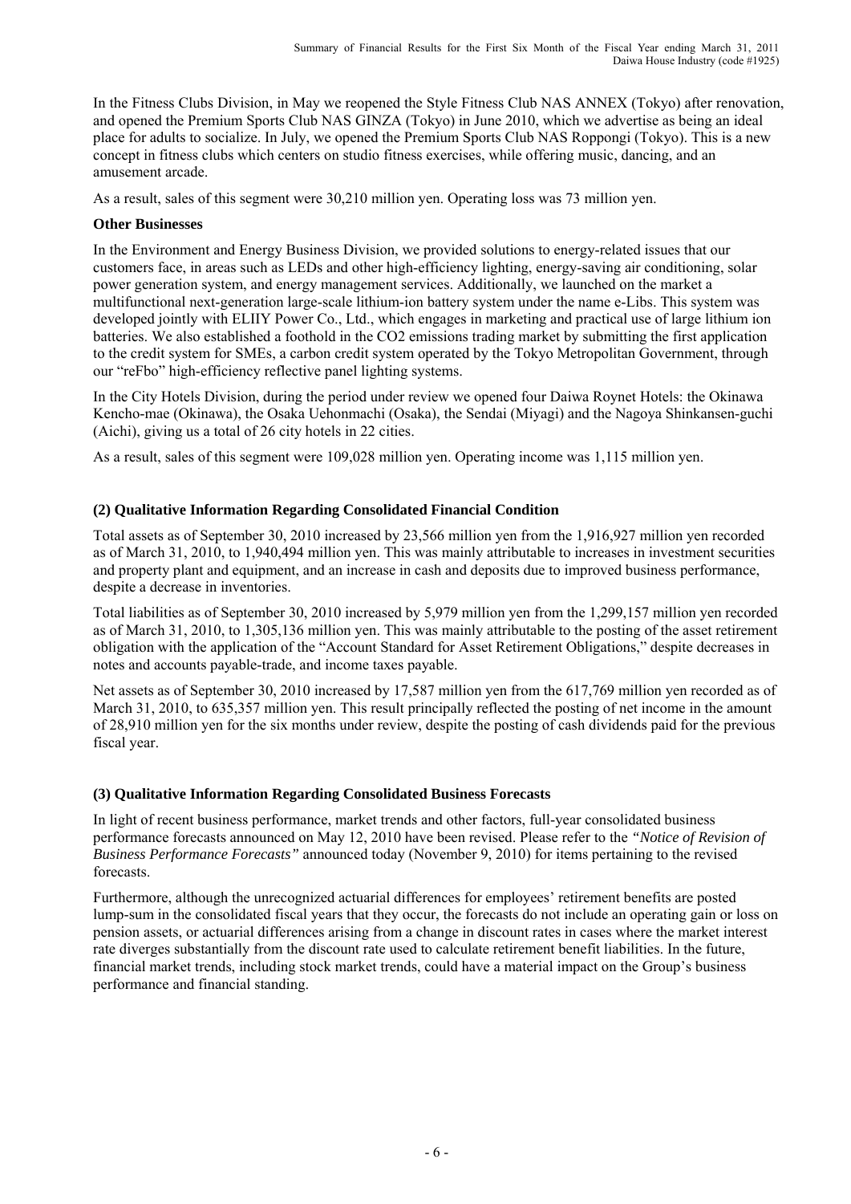In the Fitness Clubs Division, in May we reopened the Style Fitness Club NAS ANNEX (Tokyo) after renovation, and opened the Premium Sports Club NAS GINZA (Tokyo) in June 2010, which we advertise as being an ideal place for adults to socialize. In July, we opened the Premium Sports Club NAS Roppongi (Tokyo). This is a new concept in fitness clubs which centers on studio fitness exercises, while offering music, dancing, and an amusement arcade.

As a result, sales of this segment were 30,210 million yen. Operating loss was 73 million yen.

**Other Businesses**

In the Environment and Energy Business Division, we provided solutions to energy-related issues that our customers face, in areas such as LEDs and other high-efficiency lighting, energy-saving air conditioning, solar power generation system, and energy management services. Additionally, we launched on the market a multifunctional next-generation large-scale lithium-ion battery system under the name e-Libs. This system was developed jointly with ELIIY Power Co., Ltd., which engages in marketing and practical use of large lithium ion batteries. We also established a foothold in the CO2 emissions trading market by submitting the first application to the credit system for SMEs, a carbon credit system operated by the Tokyo Metropolitan Government, through our "reFbo" high-efficiency reflective panel lighting systems.

In the City Hotels Division, during the period under review we opened four Daiwa Roynet Hotels: the Okinawa Kencho-mae (Okinawa), the Osaka Uehonmachi (Osaka), the Sendai (Miyagi) and the Nagoya Shinkansen-guchi (Aichi), giving us a total of 26 city hotels in 22 cities.

As a result, sales of this segment were 109,028 million yen. Operating income was 1,115 million yen.

### (2) Qualitative Information Regarding Consolidated Financial Condition

Total assets as of September 30, 2010 increased by 23,566 million yen from the 1,916,927 million yen recorded as of March 31, 2010, to 1,940,494 million yen. This was mainly attributable to increases in investment securities and property plant and equipment, and an increase in cash and deposits due to improved business performance, despite a decrease in inventories.

Total liabilities as of September 30, 2010 increased by 5,979 million yen from the 1,299,157 million yen recorded as of March 31, 2010, to 1,305,136 million yen. This was mainly attributable to the posting of the asset retirement obligation with the application of the "Account Standard for Asset Retirement Obligations," despite decreases in notes and accounts payable-trade, and income taxes payable.

Net assets as of September 30, 2010 increased by 17,587 million yen from the 617,769 million yen recorded as of March 31, 2010, to 635,357 million yen. This result principally reflected the posting of net income in the amount of 28,910 million yen for the six months under review, despite the posting of cash dividends paid for the previous fiscal year.

### (3) Qualitative Information Regarding Consolidated Business Forecasts

In light of recent business performance, market trends and other factors, full-year consolidated business performance forecasts announced on May 12, 2010 have been revised. Please refer to the *"Notice of Revision of Business Performance Forecasts"* announced today (November 9, 2010) for items pertaining to the revised forecasts.

Furthermore, although the unrecognized actuarial differences for employees' retirement benefits are posted lump-sum in the consolidated fiscal years that they occur, the forecasts do not include an operating gain or loss on pension assets, or actuarial differences arising from a change in discount rates in cases where the market interest rate diverges substantially from the discount rate used to calculate retirement benefit liabilities. In the future, financial market trends, including stock market trends, could have a material impact on the Group's business performance and financial standing.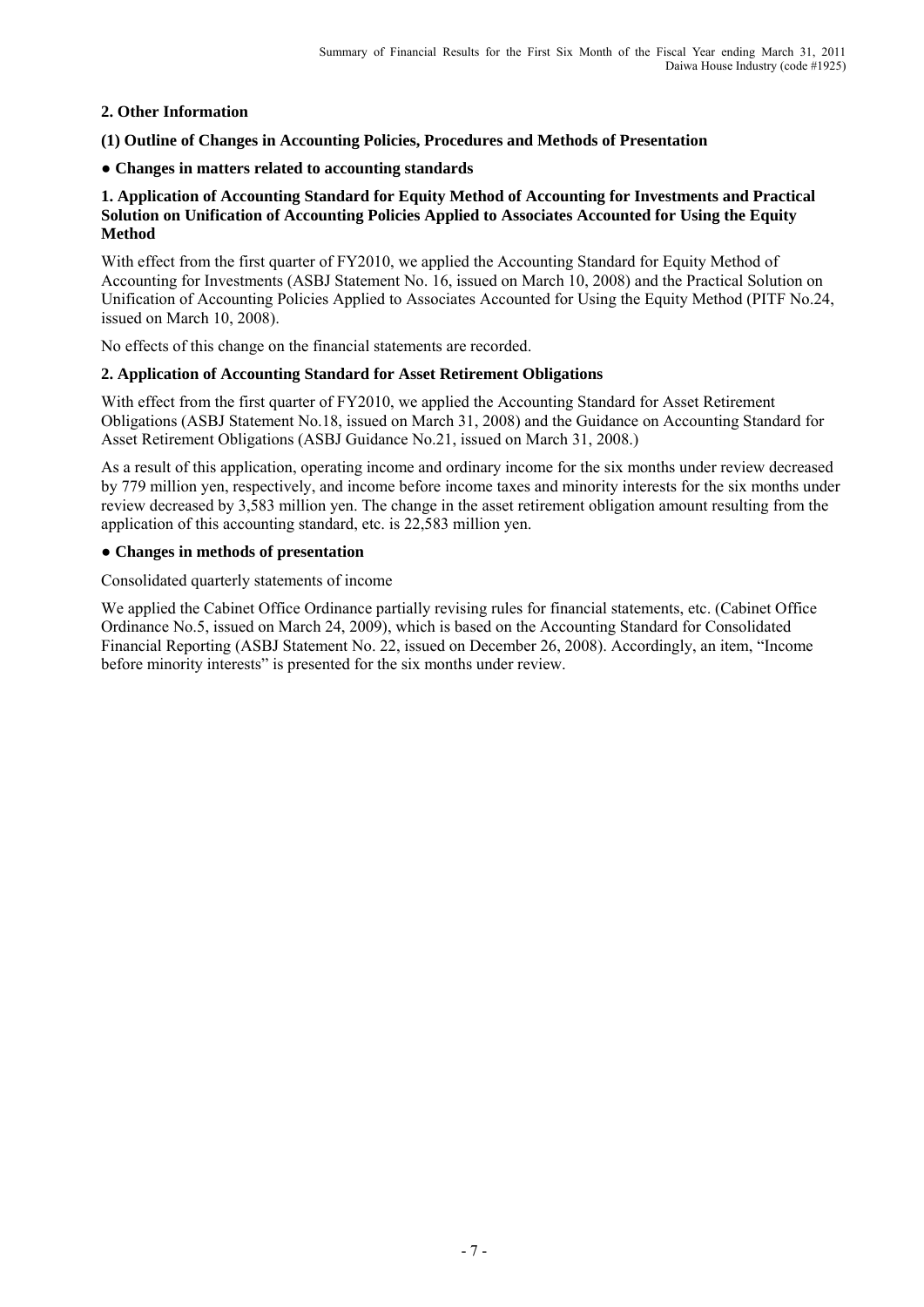## 2. Other Information

### (1) Outline of Changes in Accounting Policies, Procedures and Methods of Presentation

**● Changes in matters related to accounting standards**

**1. Application of Accounting Standard for Equity Method of Accounting for Investments and Practical Solution on Unification of Accounting Policies Applied to Associates Accounted for Using the Equity Method**

With effect from the first quarter of FY2010, we applied the Accounting Standard for Equity Method of Accounting for Investments (ASBJ Statement No. 16, issued on March 10, 2008) and the Practical Solution on Unification of Accounting Policies Applied to Associates Accounted for Using the Equity Method (PITF No.24, issued on March 10, 2008).

No effects of this change on the financial statements are recorded.

**2. Application of Accounting Standard for Asset Retirement Obligations**

With effect from the first quarter of FY2010, we applied the Accounting Standard for Asset Retirement Obligations (ASBJ Statement No.18, issued on March 31, 2008) and the Guidance on Accounting Standard for Asset Retirement Obligations (ASBJ Guidance No.21, issued on March 31, 2008.)

As a result of this application, operating income and ordinary income for the six months under review decreased by 779 million yen, respectively, and income before income taxes and minority interests for the six months under review decreased by 3,583 million yen. The change in the asset retirement obligation amount resulting from the application of this accounting standard, etc. is 22,583 million yen.

**● Changes in methods of presentation**

Consolidated quarterly statements of income

We applied the Cabinet Office Ordinance partially revising rules for financial statements, etc. (Cabinet Office Ordinance No.5, issued on March 24, 2009), which is based on the Accounting Standard for Consolidated Financial Reporting (ASBJ Statement No. 22, issued on December 26, 2008). Accordingly, an item, "Income before minority interests" is presented for the six months under review.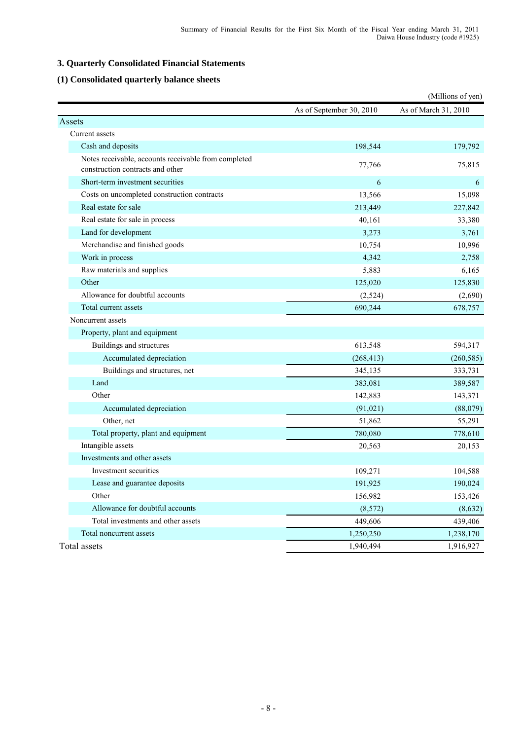## 3. Quarterly Consolidated Financial Statements

### (1) Consolidated quarterly balance sheets

(Millions of yen)

| | As of September 30, 2010 | As of March 31, 2010 |
|---|---|---|
| Assets | | |
| Current assets | | |
| Cash and deposits | 198,544 | 179,792 |
| Notes receivable, accounts receivable from completed construction contracts and other | 77,766 | 75,815 |
| Short-term investment securities | 6 | 6 |
| Costs on uncompleted construction contracts | 13,566 | 15,098 |
| Real estate for sale | 213,449 | 227,842 |
| Real estate for sale in process | 40,161 | 33,380 |
| Land for development | 3,273 | 3,761 |
| Merchandise and finished goods | 10,754 | 10,996 |
| Work in process | 4,342 | 2,758 |
| Raw materials and supplies | 5,883 | 6,165 |
| Other | 125,020 | 125,830 |
| Allowance for doubtful accounts | (2,524) | (2,690) |
| Total current assets | 690,244 | 678,757 |
| Noncurrent assets | | |
| Property, plant and equipment | | |
| Buildings and structures | 613,548 | 594,317 |
| Accumulated depreciation | (268,413) | (260,585) |
| Buildings and structures, net | 345,135 | 333,731 |
| Land | 383,081 | 389,587 |
| Other | 142,883 | 143,371 |
| Accumulated depreciation | (91,021) | (88,079) |
| Other, net | 51,862 | 55,291 |
| Total property, plant and equipment | 780,080 | 778,610 |
| Intangible assets | 20,563 | 20,153 |
| Investments and other assets | | |
| Investment securities | 109,271 | 104,588 |
| Lease and guarantee deposits | 191,925 | 190,024 |
| Other | 156,982 | 153,426 |
| Allowance for doubtful accounts | (8,572) | (8,632) |
| Total investments and other assets | 449,606 | 439,406 |
| Total noncurrent assets | 1,250,250 | 1,238,170 |
| Total assets | 1,940,494 | 1,916,927 |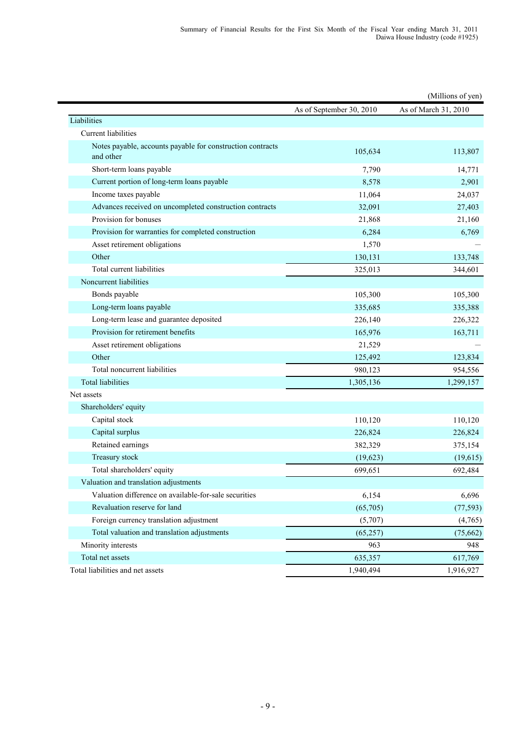(Millions of yen)

| | As of September 30, 2010 | As of March 31, 2010 |
|---|---|---|
| Liabilities | | |
| Current liabilities | | |
| Notes payable, accounts payable for construction contracts and other | 105,634 | 113,807 |
| Short-term loans payable | 7,790 | 14,771 |
| Current portion of long-term loans payable | 8,578 | 2,901 |
| Income taxes payable | 11,064 | 24,037 |
| Advances received on uncompleted construction contracts | 32,091 | 27,403 |
| Provision for bonuses | 21,868 | 21,160 |
| Provision for warranties for completed construction | 6,284 | 6,769 |
| Asset retirement obligations | 1,570 | — |
| Other | 130,131 | 133,748 |
| Total current liabilities | 325,013 | 344,601 |
| Noncurrent liabilities | | |
| Bonds payable | 105,300 | 105,300 |
| Long-term loans payable | 335,685 | 335,388 |
| Long-term lease and guarantee deposited | 226,140 | 226,322 |
| Provision for retirement benefits | 165,976 | 163,711 |
| Asset retirement obligations | 21,529 | — |
| Other | 125,492 | 123,834 |
| Total noncurrent liabilities | 980,123 | 954,556 |
| Total liabilities | 1,305,136 | 1,299,157 |
| Net assets | | |
| Shareholders' equity | | |
| Capital stock | 110,120 | 110,120 |
| Capital surplus | 226,824 | 226,824 |
| Retained earnings | 382,329 | 375,154 |
| Treasury stock | (19,623) | (19,615) |
| Total shareholders' equity | 699,651 | 692,484 |
| Valuation and translation adjustments | | |
| Valuation difference on available-for-sale securities | 6,154 | 6,696 |
| Revaluation reserve for land | (65,705) | (77,593) |
| Foreign currency translation adjustment | (5,707) | (4,765) |
| Total valuation and translation adjustments | (65,257) | (75,662) |
| Minority interests | 963 | 948 |
| Total net assets | 635,357 | 617,769 |
| Total liabilities and net assets | 1,940,494 | 1,916,927 |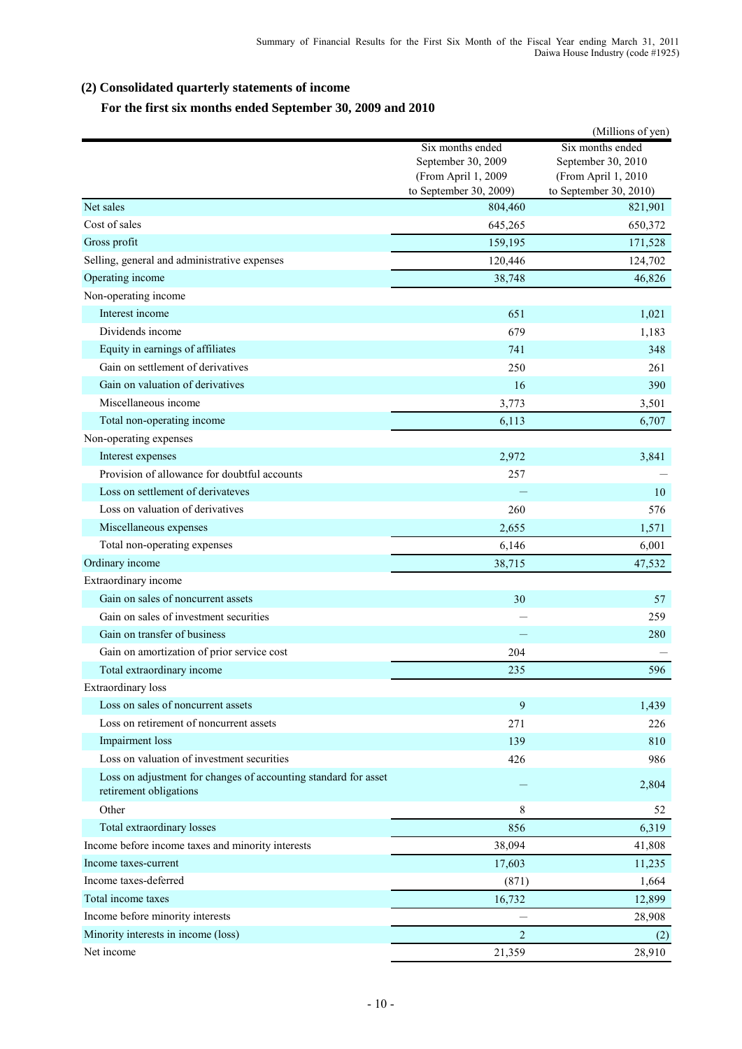## (2) Consolidated quarterly statements of income

### For the first six months ended September 30, 2009 and 2010

(Millions of yen)

| | Six months ended September 30, 2009 (From April 1, 2009 to September 30, 2009) | Six months ended September 30, 2010 (From April 1, 2010 to September 30, 2010) |
|---|---|---|
| Net sales | 804,460 | 821,901 |
| Cost of sales | 645,265 | 650,372 |
| Gross profit | 159,195 | 171,528 |
| Selling, general and administrative expenses | 120,446 | 124,702 |
| Operating income | 38,748 | 46,826 |
| Non-operating income | | |
| Interest income | 651 | 1,021 |
| Dividends income | 679 | 1,183 |
| Equity in earnings of affiliates | 741 | 348 |
| Gain on settlement of derivatives | 250 | 261 |
| Gain on valuation of derivatives | 16 | 390 |
| Miscellaneous income | 3,773 | 3,501 |
| Total non-operating income | 6,113 | 6,707 |
| Non-operating expenses | | |
| Interest expenses | 2,972 | 3,841 |
| Provision of allowance for doubtful accounts | 257 | — |
| Loss on settlement of derivateves | — | 10 |
| Loss on valuation of derivatives | 260 | 576 |
| Miscellaneous expenses | 2,655 | 1,571 |
| Total non-operating expenses | 6,146 | 6,001 |
| Ordinary income | 38,715 | 47,532 |
| Extraordinary income | | |
| Gain on sales of noncurrent assets | 30 | 57 |
| Gain on sales of investment securities | — | 259 |
| Gain on transfer of business | — | 280 |
| Gain on amortization of prior service cost | 204 | — |
| Total extraordinary income | 235 | 596 |
| Extraordinary loss | | |
| Loss on sales of noncurrent assets | 9 | 1,439 |
| Loss on retirement of noncurrent assets | 271 | 226 |
| Impairment loss | 139 | 810 |
| Loss on valuation of investment securities | 426 | 986 |
| Loss on adjustment for changes of accounting standard for asset retirement obligations | — | 2,804 |
| Other | 8 | 52 |
| Total extraordinary losses | 856 | 6,319 |
| Income before income taxes and minority interests | 38,094 | 41,808 |
| Income taxes-current | 17,603 | 11,235 |
| Income taxes-deferred | (871) | 1,664 |
| Total income taxes | 16,732 | 12,899 |
| Income before minority interests | — | 28,908 |
| Minority interests in income (loss) | 2 | (2) |
| Net income | 21,359 | 28,910 |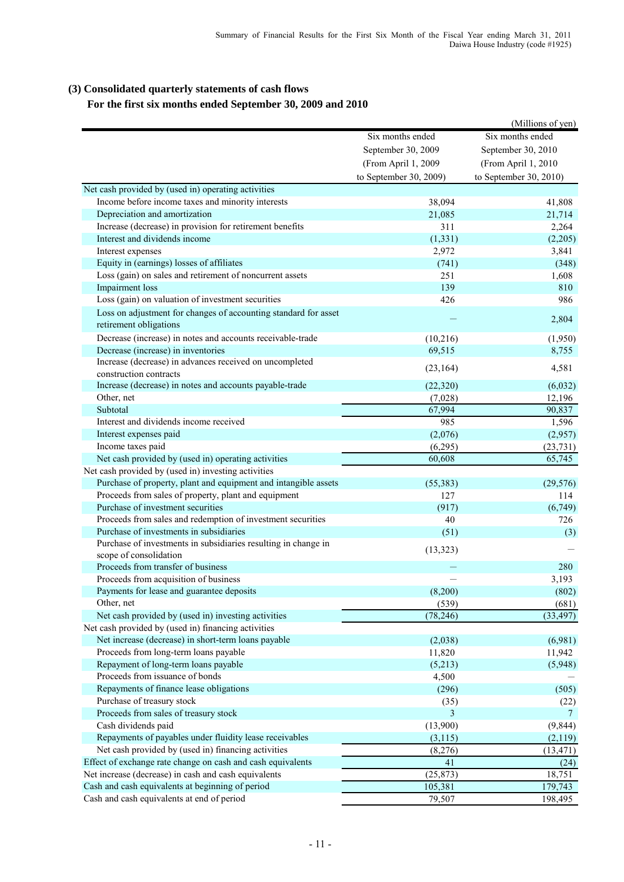### (3) Consolidated quarterly statements of cash flows

#### For the first six months ended September 30, 2009 and 2010

(Millions of yen)

| | Six months ended September 30, 2009 (From April 1, 2009 to September 30, 2009) | Six months ended September 30, 2010 (From April 1, 2010 to September 30, 2010) |
|---|---|---|
| Net cash provided by (used in) operating activities | | |
| Income before income taxes and minority interests | 38,094 | 41,808 |
| Depreciation and amortization | 21,085 | 21,714 |
| Increase (decrease) in provision for retirement benefits | 311 | 2,264 |
| Interest and dividends income | (1,331) | (2,205) |
| Interest expenses | 2,972 | 3,841 |
| Equity in (earnings) losses of affiliates | (741) | (348) |
| Loss (gain) on sales and retirement of noncurrent assets | 251 | 1,608 |
| Impairment loss | 139 | 810 |
| Loss (gain) on valuation of investment securities | 426 | 986 |
| Loss on adjustment for changes of accounting standard for asset retirement obligations | — | 2,804 |
| Decrease (increase) in notes and accounts receivable-trade | (10,216) | (1,950) |
| Decrease (increase) in inventories | 69,515 | 8,755 |
| Increase (decrease) in advances received on uncompleted construction contracts | (23,164) | 4,581 |
| Increase (decrease) in notes and accounts payable-trade | (22,320) | (6,032) |
| Other, net | (7,028) | 12,196 |
| Subtotal | 67,994 | 90,837 |
| Interest and dividends income received | 985 | 1,596 |
| Interest expenses paid | (2,076) | (2,957) |
| Income taxes paid | (6,295) | (23,731) |
| Net cash provided by (used in) operating activities | 60,608 | 65,745 |
| Net cash provided by (used in) investing activities | | |
| Purchase of property, plant and equipment and intangible assets | (55,383) | (29,576) |
| Proceeds from sales of property, plant and equipment | 127 | 114 |
| Purchase of investment securities | (917) | (6,749) |
| Proceeds from sales and redemption of investment securities | 40 | 726 |
| Purchase of investments in subsidiaries | (51) | (3) |
| Purchase of investments in subsidiaries resulting in change in scope of consolidation | (13,323) | — |
| Proceeds from transfer of business | — | 280 |
| Proceeds from acquisition of business | — | 3,193 |
| Payments for lease and guarantee deposits | (8,200) | (802) |
| Other, net | (539) | (681) |
| Net cash provided by (used in) investing activities | (78,246) | (33,497) |
| Net cash provided by (used in) financing activities | | |
| Net increase (decrease) in short-term loans payable | (2,038) | (6,981) |
| Proceeds from long-term loans payable | 11,820 | 11,942 |
| Repayment of long-term loans payable | (5,213) | (5,948) |
| Proceeds from issuance of bonds | 4,500 | — |
| Repayments of finance lease obligations | (296) | (505) |
| Purchase of treasury stock | (35) | (22) |
| Proceeds from sales of treasury stock | 3 | 7 |
| Cash dividends paid | (13,900) | (9,844) |
| Repayments of payables under fluidity lease receivables | (3,115) | (2,119) |
| Net cash provided by (used in) financing activities | (8,276) | (13,471) |
| Effect of exchange rate change on cash and cash equivalents | 41 | (24) |
| Net increase (decrease) in cash and cash equivalents | (25,873) | 18,751 |
| Cash and cash equivalents at beginning of period | 105,381 | 179,743 |
| Cash and cash equivalents at end of period | 79,507 | 198,495 |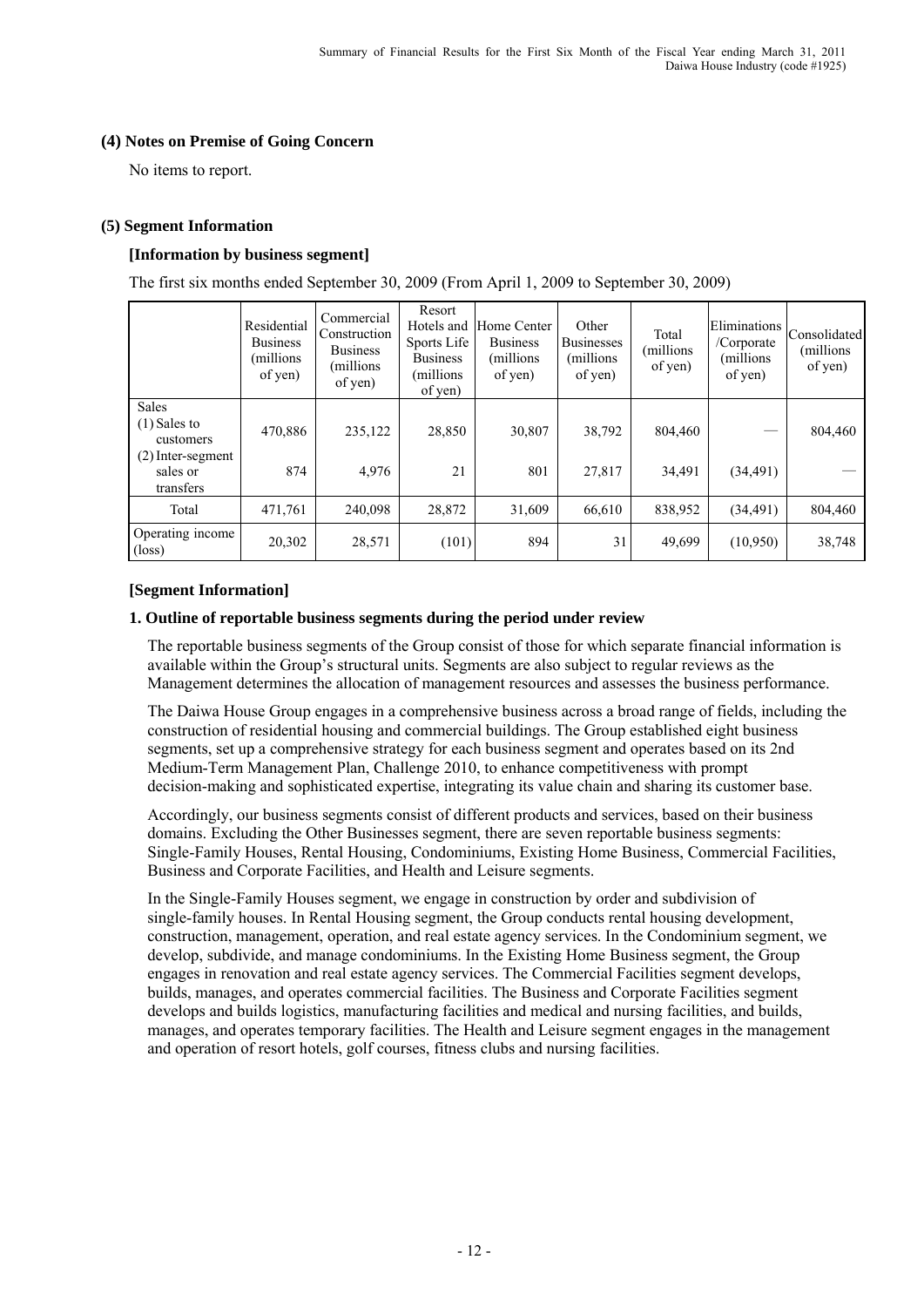### (4) Notes on Premise of Going Concern

No items to report.

### (5) Segment Information

#### [Information by business segment]

The first six months ended September 30, 2009 (From April 1, 2009 to September 30, 2009)

| | Residential Business (millions of yen) | Commercial Construction Business (millions of yen) | Resort Hotels and Sports Life Business (millions of yen) | Home Center Business (millions of yen) | Other Businesses (millions of yen) | Total (millions of yen) | Eliminations /Corporate (millions of yen) | Consolidated (millions of yen) |
|---|---|---|---|---|---|---|---|---|
| Sales<br>(1) Sales to customers | 470,886 | 235,122 | 28,850 | 30,807 | 38,792 | 804,460 | — | 804,460 |
| (2) Inter-segment sales or transfers | 874 | 4,976 | 21 | 801 | 27,817 | 34,491 | (34,491) | — |
| Total | 471,761 | 240,098 | 28,872 | 31,609 | 66,610 | 838,952 | (34,491) | 804,460 |
| Operating income (loss) | 20,302 | 28,571 | (101) | 894 | 31 | 49,699 | (10,950) | 38,748 |

#### [Segment Information]

**1. Outline of reportable business segments during the period under review**

The reportable business segments of the Group consist of those for which separate financial information is available within the Group's structural units. Segments are also subject to regular reviews as the Management determines the allocation of management resources and assesses the business performance.

The Daiwa House Group engages in a comprehensive business across a broad range of fields, including the construction of residential housing and commercial buildings. The Group established eight business segments, set up a comprehensive strategy for each business segment and operates based on its 2nd Medium-Term Management Plan, Challenge 2010, to enhance competitiveness with prompt decision-making and sophisticated expertise, integrating its value chain and sharing its customer base.

Accordingly, our business segments consist of different products and services, based on their business domains. Excluding the Other Businesses segment, there are seven reportable business segments: Single-Family Houses, Rental Housing, Condominiums, Existing Home Business, Commercial Facilities, Business and Corporate Facilities, and Health and Leisure segments.

In the Single-Family Houses segment, we engage in construction by order and subdivision of single-family houses. In Rental Housing segment, the Group conducts rental housing development, construction, management, operation, and real estate agency services. In the Condominium segment, we develop, subdivide, and manage condominiums. In the Existing Home Business segment, the Group engages in renovation and real estate agency services. The Commercial Facilities segment develops, builds, manages, and operates commercial facilities. The Business and Corporate Facilities segment develops and builds logistics, manufacturing facilities and medical and nursing facilities, and builds, manages, and operates temporary facilities. The Health and Leisure segment engages in the management and operation of resort hotels, golf courses, fitness clubs and nursing facilities.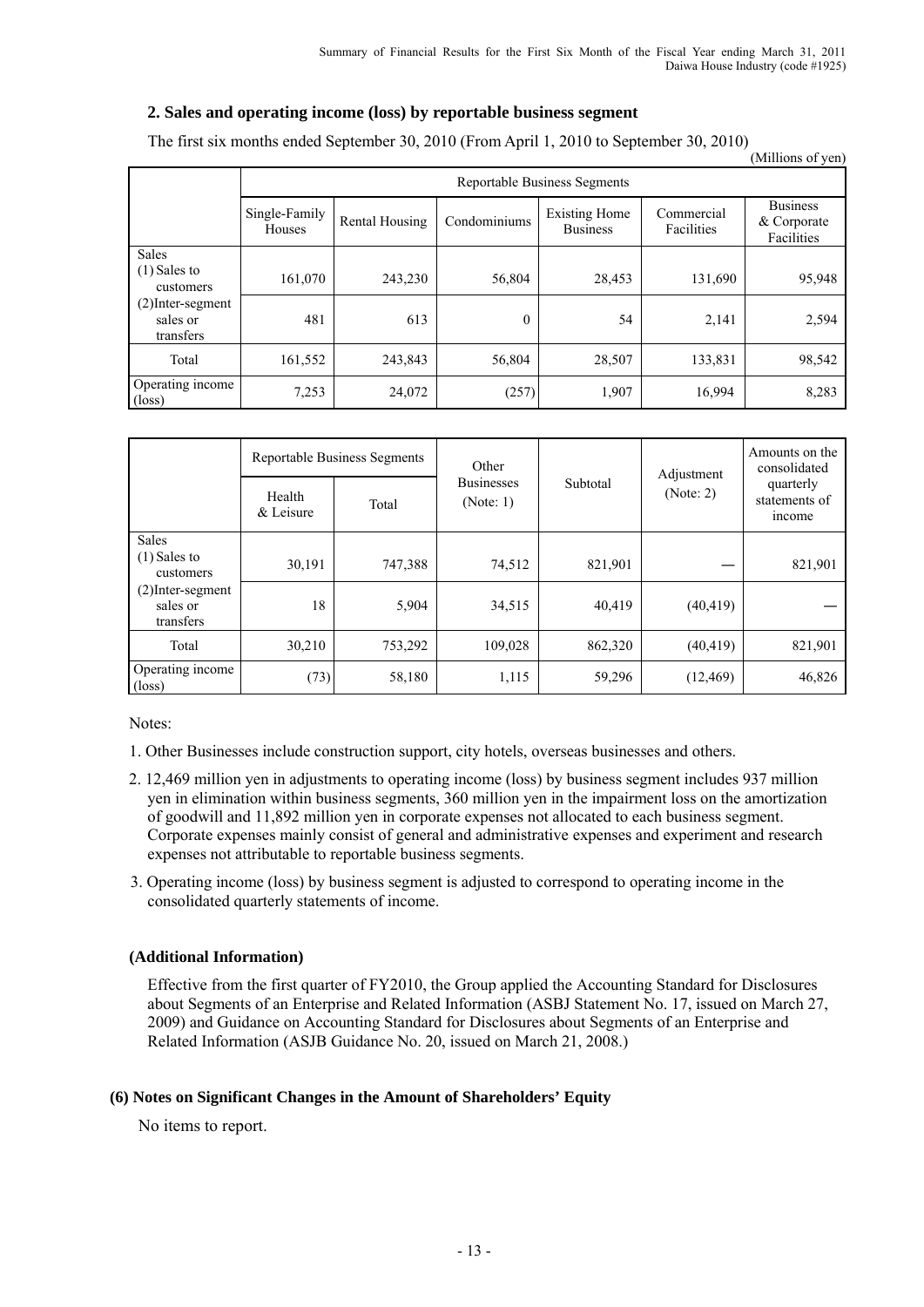## 2. Sales and operating income (loss) by reportable business segment

The first six months ended September 30, 2010 (From April 1, 2010 to September 30, 2010)

(Millions of yen)

| | Reportable Business Segments | | | | | |
|---|---|---|---|---|---|---|
| | Single-Family Houses | Rental Housing | Condominiums | Existing Home Business | Commercial Facilities | Business & Corporate Facilities |
| Sales<br>(1) Sales to customers | 161,070 | 243,230 | 56,804 | 28,453 | 131,690 | 95,948 |
| (2)Inter-segment sales or transfers | 481 | 613 | 0 | 54 | 2,141 | 2,594 |
| Total | 161,552 | 243,843 | 56,804 | 28,507 | 133,831 | 98,542 |
| Operating income (loss) | 7,253 | 24,072 | (257) | 1,907 | 16,994 | 8,283 |

| | Reportable Business Segments | | Other Businesses (Note: 1) | Subtotal | Adjustment (Note: 2) | Amounts on the consolidated quarterly statements of income |
|---|---|---|---|---|---|---|
| | Health & Leisure | Total | | | | |
| Sales<br>(1) Sales to customers | 30,191 | 747,388 | 74,512 | 821,901 | — | 821,901 |
| (2)Inter-segment sales or transfers | 18 | 5,904 | 34,515 | 40,419 | (40,419) | — |
| Total | 30,210 | 753,292 | 109,028 | 862,320 | (40,419) | 821,901 |
| Operating income (loss) | (73) | 58,180 | 1,115 | 59,296 | (12,469) | 46,826 |

Notes:

1. Other Businesses include construction support, city hotels, overseas businesses and others.
2. 12,469 million yen in adjustments to operating income (loss) by business segment includes 937 million yen in elimination within business segments, 360 million yen in the impairment loss on the amortization of goodwill and 11,892 million yen in corporate expenses not allocated to each business segment. Corporate expenses mainly consist of general and administrative expenses and experiment and research expenses not attributable to reportable business segments.
3. Operating income (loss) by business segment is adjusted to correspond to operating income in the consolidated quarterly statements of income.

**(Additional Information)**

Effective from the first quarter of FY2010, the Group applied the Accounting Standard for Disclosures about Segments of an Enterprise and Related Information (ASBJ Statement No. 17, issued on March 27, 2009) and Guidance on Accounting Standard for Disclosures about Segments of an Enterprise and Related Information (ASJB Guidance No. 20, issued on March 21, 2008.)

### (6) Notes on Significant Changes in the Amount of Shareholders' Equity

No items to report.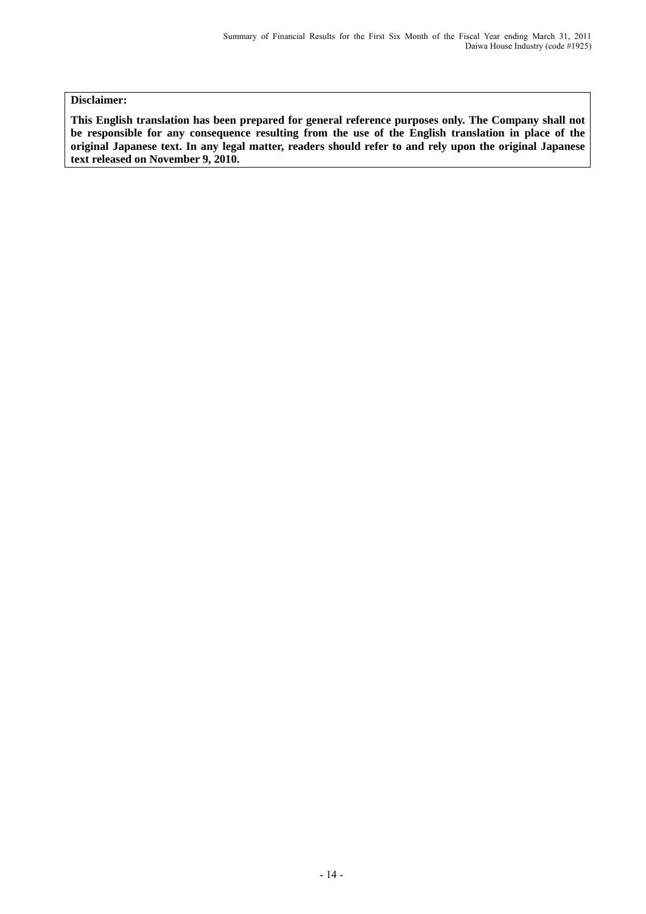**Disclaimer:**

**This English translation has been prepared for general reference purposes only. The Company shall not be responsible for any consequence resulting from the use of the English translation in place of the original Japanese text. In any legal matter, readers should refer to and rely upon the original Japanese text released on November 9, 2010.**